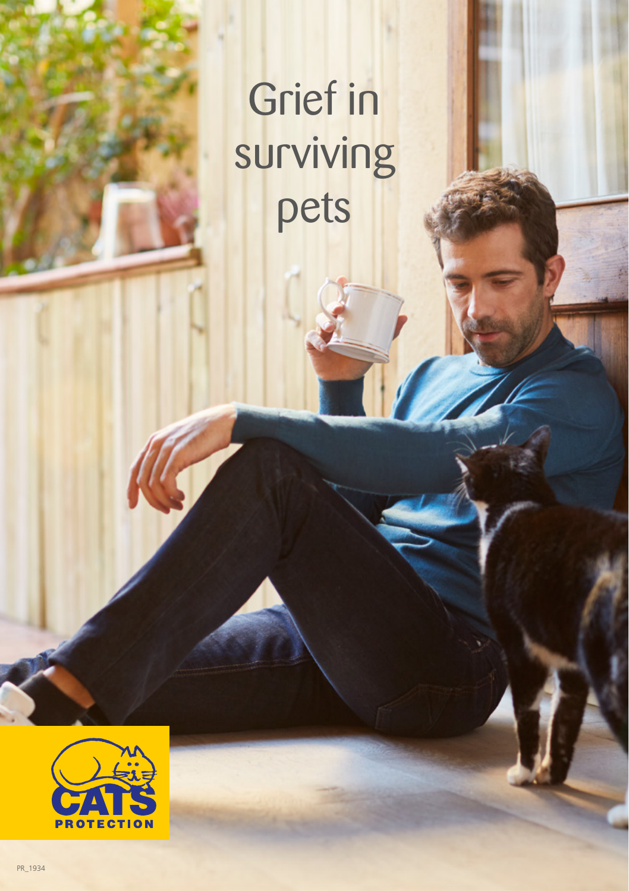# Grief in surviving pets

CATS PROTECTION

PR_1934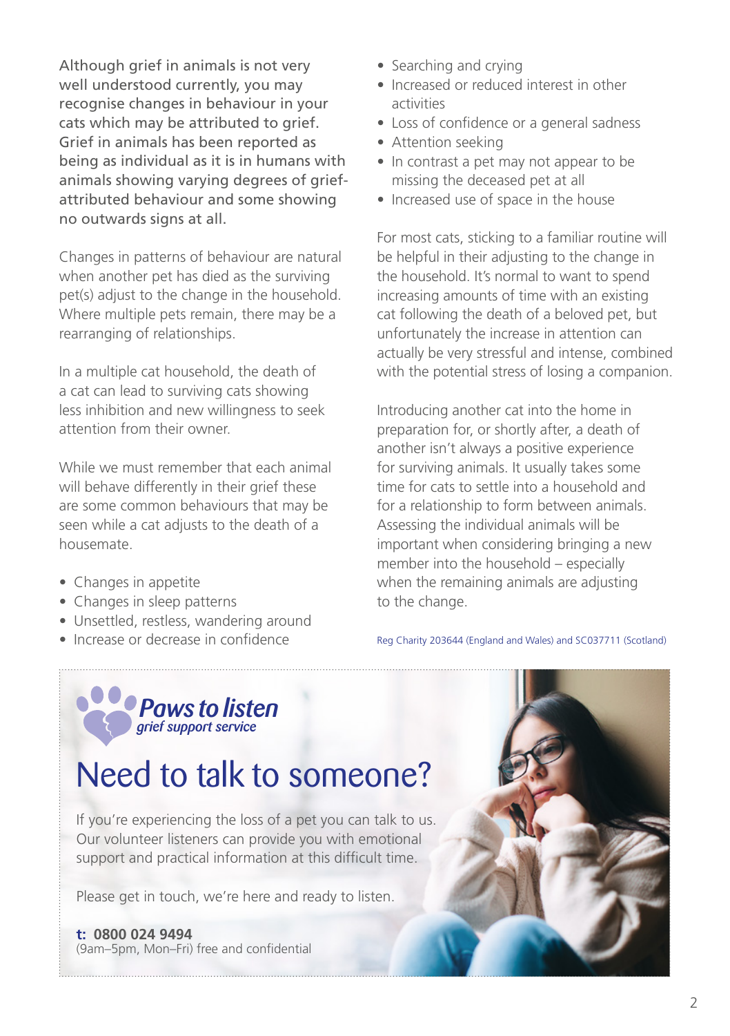Although grief in animals is not very well understood currently, you may recognise changes in behaviour in your cats which may be attributed to grief. Grief in animals has been reported as being as individual as it is in humans with animals showing varying degrees of grief-attributed behaviour and some showing no outwards signs at all.

Changes in patterns of behaviour are natural when another pet has died as the surviving pet(s) adjust to the change in the household. Where multiple pets remain, there may be a rearranging of relationships.

In a multiple cat household, the death of a cat can lead to surviving cats showing less inhibition and new willingness to seek attention from their owner.

While we must remember that each animal will behave differently in their grief these are some common behaviours that may be seen while a cat adjusts to the death of a housemate.

- Changes in appetite
- Changes in sleep patterns
- Unsettled, restless, wandering around
- Increase or decrease in confidence
- Searching and crying
- Increased or reduced interest in other activities
- Loss of confidence or a general sadness
- Attention seeking
- In contrast a pet may not appear to be missing the deceased pet at all
- Increased use of space in the house

For most cats, sticking to a familiar routine will be helpful in their adjusting to the change in the household. It's normal to want to spend increasing amounts of time with an existing cat following the death of a beloved pet, but unfortunately the increase in attention can actually be very stressful and intense, combined with the potential stress of losing a companion.

Introducing another cat into the home in preparation for, or shortly after, a death of another isn't always a positive experience for surviving animals. It usually takes some time for cats to settle into a household and for a relationship to form between animals. Assessing the individual animals will be important when considering bringing a new member into the household – especially when the remaining animals are adjusting to the change.

Reg Charity 203644 (England and Wales) and SC037711 (Scotland)

**Paws to listen**
*grief support service*

# Need to talk to someone?

If you're experiencing the loss of a pet you can talk to us. Our volunteer listeners can provide you with emotional support and practical information at this difficult time.

Please get in touch, we're here and ready to listen.

**t: 0800 024 9494**
(9am–5pm, Mon–Fri) free and confidential